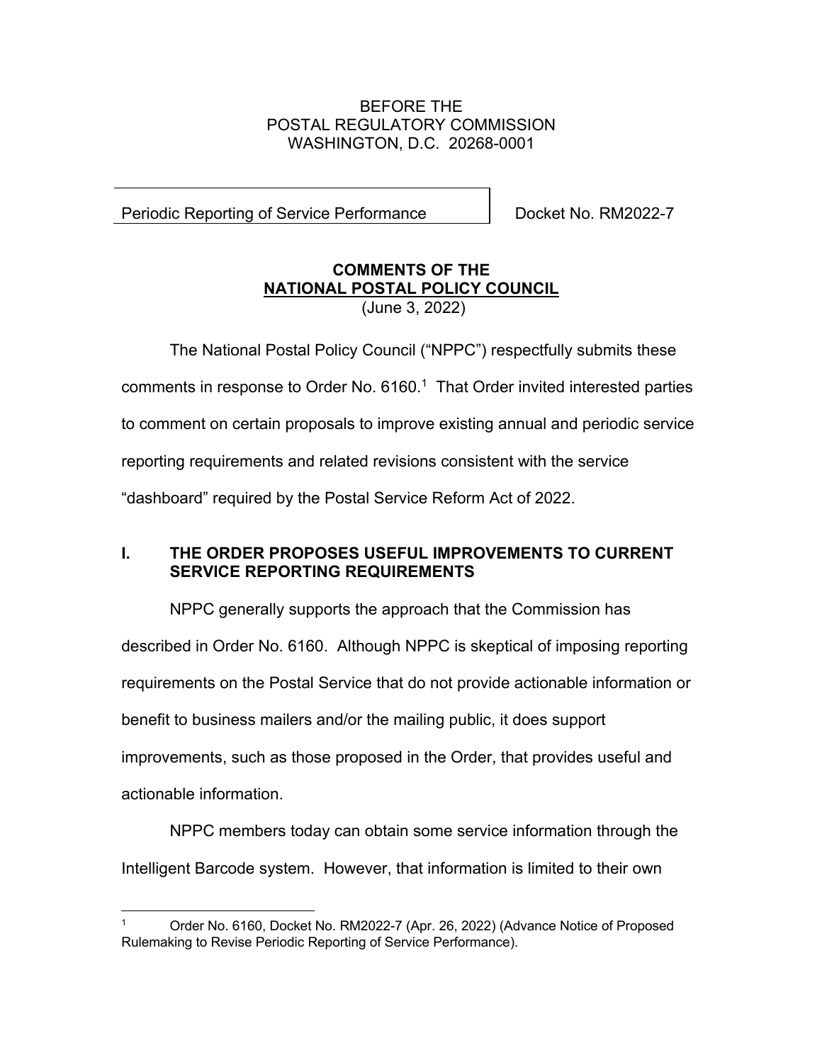BEFORE THE
POSTAL REGULATORY COMMISSION
WASHINGTON, D.C. 20268-0001

| Periodic Reporting of Service Performance | Docket No. RM2022-7 |
| --- | --- |

**COMMENTS OF THE**
**NATIONAL POSTAL POLICY COUNCIL**
(June 3, 2022)

The National Postal Policy Council ("NPPC") respectfully submits these comments in response to Order No. 6160.[1] That Order invited interested parties to comment on certain proposals to improve existing annual and periodic service reporting requirements and related revisions consistent with the service "dashboard" required by the Postal Service Reform Act of 2022.

## I. THE ORDER PROPOSES USEFUL IMPROVEMENTS TO CURRENT SERVICE REPORTING REQUIREMENTS

NPPC generally supports the approach that the Commission has described in Order No. 6160. Although NPPC is skeptical of imposing reporting requirements on the Postal Service that do not provide actionable information or benefit to business mailers and/or the mailing public, it does support improvements, such as those proposed in the Order, that provides useful and actionable information.

NPPC members today can obtain some service information through the Intelligent Barcode system. However, that information is limited to their own

[1] Order No. 6160, Docket No. RM2022-7 (Apr. 26, 2022) (Advance Notice of Proposed Rulemaking to Revise Periodic Reporting of Service Performance).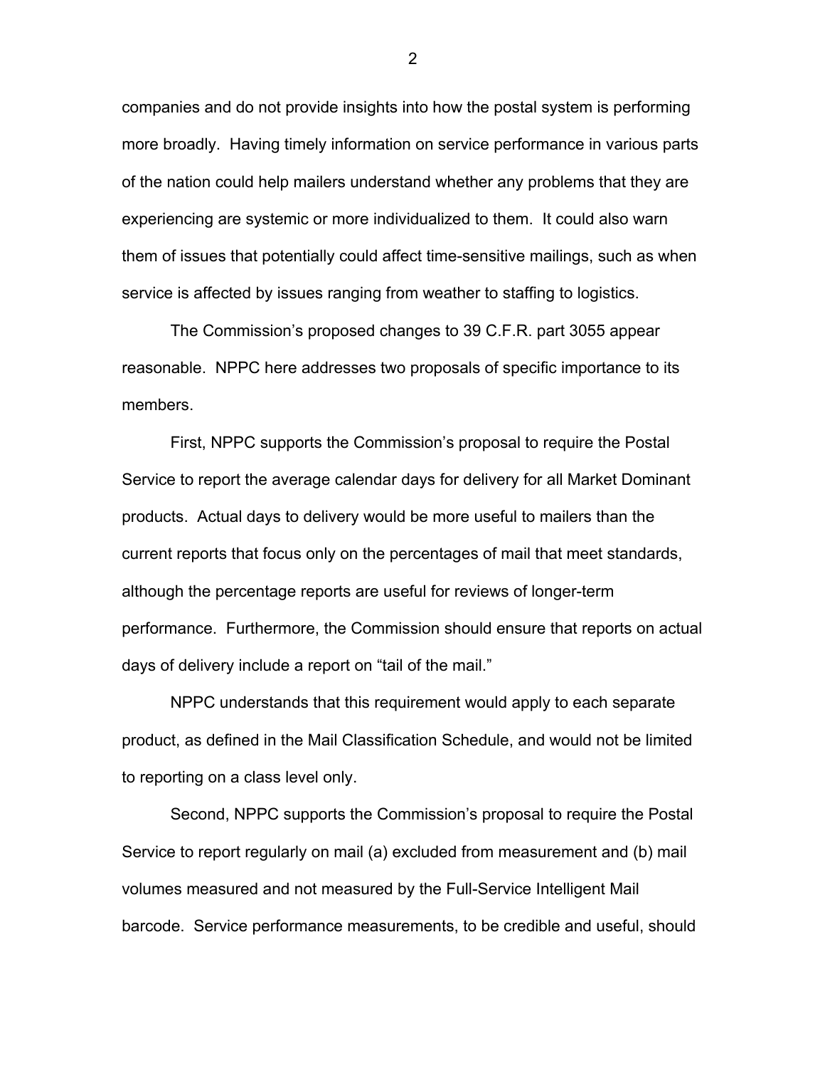companies and do not provide insights into how the postal system is performing more broadly. Having timely information on service performance in various parts of the nation could help mailers understand whether any problems that they are experiencing are systemic or more individualized to them. It could also warn them of issues that potentially could affect time-sensitive mailings, such as when service is affected by issues ranging from weather to staffing to logistics.

The Commission's proposed changes to 39 C.F.R. part 3055 appear reasonable. NPPC here addresses two proposals of specific importance to its members.

First, NPPC supports the Commission's proposal to require the Postal Service to report the average calendar days for delivery for all Market Dominant products. Actual days to delivery would be more useful to mailers than the current reports that focus only on the percentages of mail that meet standards, although the percentage reports are useful for reviews of longer-term performance. Furthermore, the Commission should ensure that reports on actual days of delivery include a report on "tail of the mail."

NPPC understands that this requirement would apply to each separate product, as defined in the Mail Classification Schedule, and would not be limited to reporting on a class level only.

Second, NPPC supports the Commission's proposal to require the Postal Service to report regularly on mail (a) excluded from measurement and (b) mail volumes measured and not measured by the Full-Service Intelligent Mail barcode. Service performance measurements, to be credible and useful, should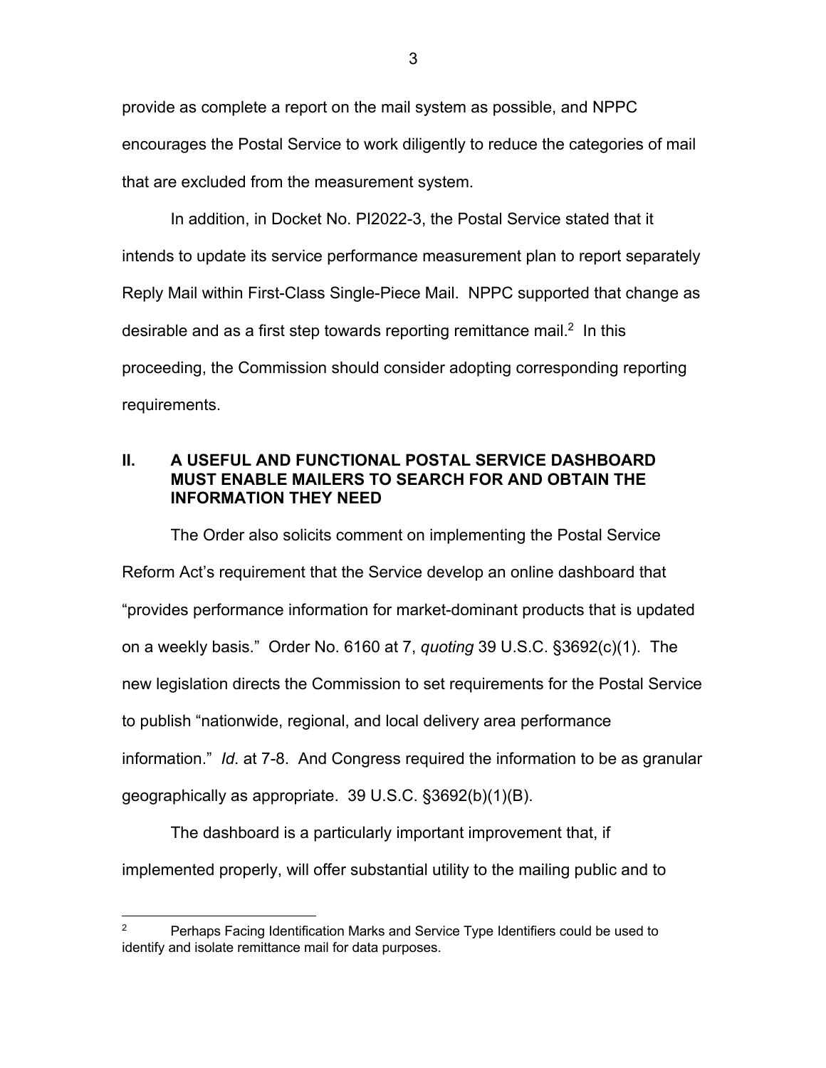provide as complete a report on the mail system as possible, and NPPC encourages the Postal Service to work diligently to reduce the categories of mail that are excluded from the measurement system.

In addition, in Docket No. PI2022-3, the Postal Service stated that it intends to update its service performance measurement plan to report separately Reply Mail within First-Class Single-Piece Mail. NPPC supported that change as desirable and as a first step towards reporting remittance mail.[2] In this proceeding, the Commission should consider adopting corresponding reporting requirements.

## II. A USEFUL AND FUNCTIONAL POSTAL SERVICE DASHBOARD MUST ENABLE MAILERS TO SEARCH FOR AND OBTAIN THE INFORMATION THEY NEED

The Order also solicits comment on implementing the Postal Service Reform Act's requirement that the Service develop an online dashboard that "provides performance information for market-dominant products that is updated on a weekly basis." Order No. 6160 at 7, *quoting* 39 U.S.C. §3692(c)(1). The new legislation directs the Commission to set requirements for the Postal Service to publish "nationwide, regional, and local delivery area performance information." *Id*. at 7-8. And Congress required the information to be as granular geographically as appropriate. 39 U.S.C. §3692(b)(1)(B).

The dashboard is a particularly important improvement that, if implemented properly, will offer substantial utility to the mailing public and to

---

[2] Perhaps Facing Identification Marks and Service Type Identifiers could be used to identify and isolate remittance mail for data purposes.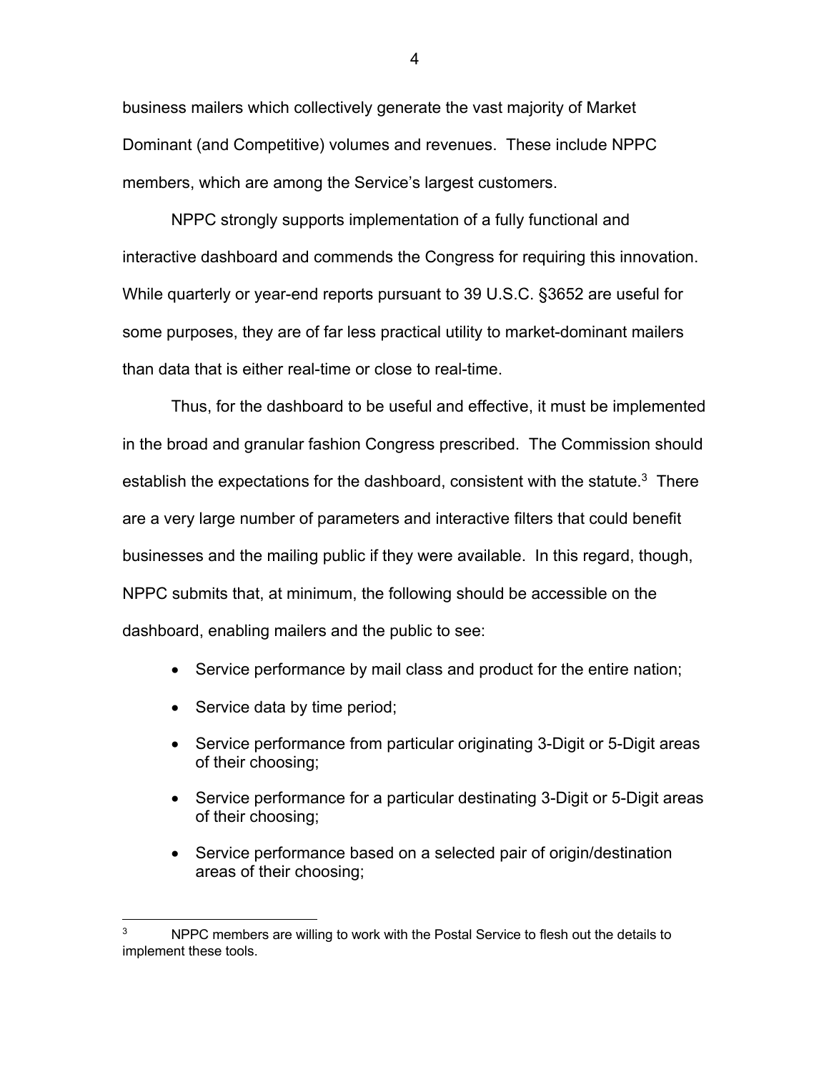business mailers which collectively generate the vast majority of Market Dominant (and Competitive) volumes and revenues. These include NPPC members, which are among the Service's largest customers.

NPPC strongly supports implementation of a fully functional and interactive dashboard and commends the Congress for requiring this innovation. While quarterly or year-end reports pursuant to 39 U.S.C. §3652 are useful for some purposes, they are of far less practical utility to market-dominant mailers than data that is either real-time or close to real-time.

Thus, for the dashboard to be useful and effective, it must be implemented in the broad and granular fashion Congress prescribed. The Commission should establish the expectations for the dashboard, consistent with the statute.[3] There are a very large number of parameters and interactive filters that could benefit businesses and the mailing public if they were available. In this regard, though, NPPC submits that, at minimum, the following should be accessible on the dashboard, enabling mailers and the public to see:

- Service performance by mail class and product for the entire nation;
- Service data by time period;
- Service performance from particular originating 3-Digit or 5-Digit areas of their choosing;
- Service performance for a particular destinating 3-Digit or 5-Digit areas of their choosing;
- Service performance based on a selected pair of origin/destination areas of their choosing;

[3] NPPC members are willing to work with the Postal Service to flesh out the details to implement these tools.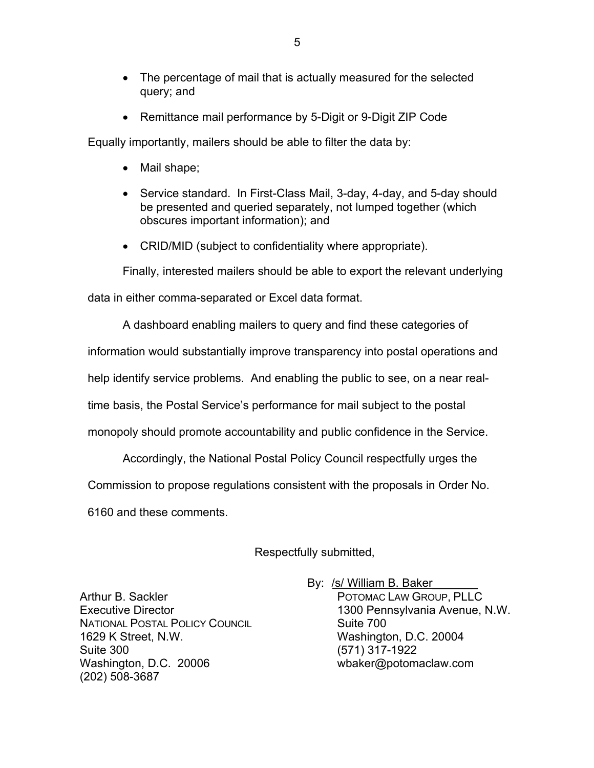- The percentage of mail that is actually measured for the selected query; and
- Remittance mail performance by 5-Digit or 9-Digit ZIP Code

Equally importantly, mailers should be able to filter the data by:

- Mail shape;
- Service standard. In First-Class Mail, 3-day, 4-day, and 5-day should be presented and queried separately, not lumped together (which obscures important information); and
- CRID/MID (subject to confidentiality where appropriate).

Finally, interested mailers should be able to export the relevant underlying data in either comma-separated or Excel data format.

A dashboard enabling mailers to query and find these categories of information would substantially improve transparency into postal operations and help identify service problems. And enabling the public to see, on a near real-time basis, the Postal Service's performance for mail subject to the postal monopoly should promote accountability and public confidence in the Service.

Accordingly, the National Postal Policy Council respectfully urges the Commission to propose regulations consistent with the proposals in Order No. 6160 and these comments.

Respectfully submitted,

By: /s/ William B. Baker
POTOMAC LAW GROUP, PLLC
1300 Pennsylvania Avenue, N.W.
Suite 700
Washington, D.C. 20004
(571) 317-1922
wbaker@potomaclaw.com

Arthur B. Sackler
Executive Director
NATIONAL POSTAL POLICY COUNCIL
1629 K Street, N.W.
Suite 300
Washington, D.C. 20006
(202) 508-3687